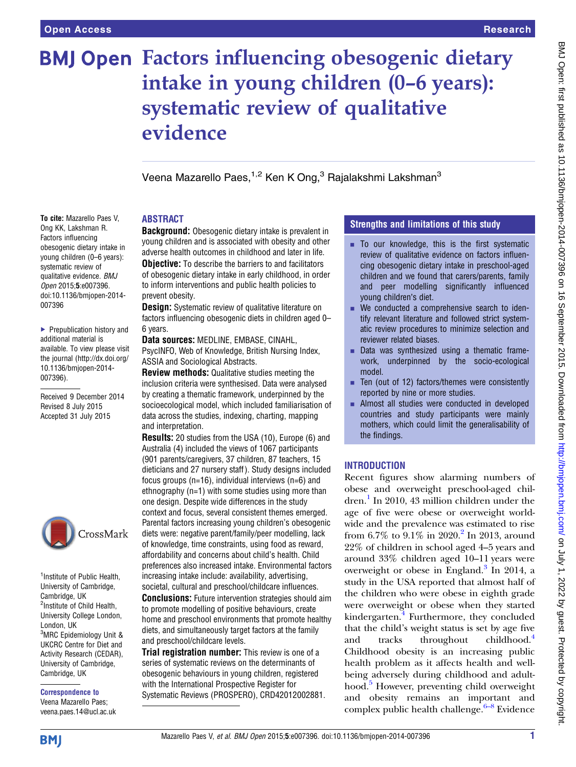# Factors influencing obesogenic dietary intake in young children (0–6 years): systematic review of qualitative evidence

Veena Mazarello Paes,[1,2] Ken K Ong,[3] Rajalakshmi Lakshman[3]

**To cite:** Mazarello Paes V, Ong KK, Lakshman R. Factors influencing obesogenic dietary intake in young children (0–6 years): systematic review of qualitative evidence. *BMJ Open* 2015;**5**:e007396. doi:10.1136/bmjopen-2014-007396

▸ Prepublication history and additional material is available. To view please visit the journal (http://dx.doi.org/10.1136/bmjopen-2014-007396).

Received 9 December 2014
Revised 8 July 2015
Accepted 31 July 2015

[1]Institute of Public Health, University of Cambridge, Cambridge, UK
[2]Institute of Child Health, University College London, London, UK
[3]MRC Epidemiology Unit & UKCRC Centre for Diet and Activity Research (CEDAR), University of Cambridge, Cambridge, UK

**Correspondence to**
Veena Mazarello Paes; veena.paes.14@ucl.ac.uk

## ABSTRACT

**Background:** Obesogenic dietary intake is prevalent in young children and is associated with obesity and other adverse health outcomes in childhood and later in life.

**Objective:** To describe the barriers to and facilitators of obesogenic dietary intake in early childhood, in order to inform interventions and public health policies to prevent obesity.

**Design:** Systematic review of qualitative literature on factors influencing obesogenic diets in children aged 0–6 years.

**Data sources:** MEDLINE, EMBASE, CINAHL, PsycINFO, Web of Knowledge, British Nursing Index, ASSIA and Sociological Abstracts.

**Review methods:** Qualitative studies meeting the inclusion criteria were synthesised. Data were analysed by creating a thematic framework, underpinned by the socioecological model, which included familiarisation of data across the studies, indexing, charting, mapping and interpretation.

**Results:** 20 studies from the USA (10), Europe (6) and Australia (4) included the views of 1067 participants (901 parents/caregivers, 37 children, 87 teachers, 15 dieticians and 27 nursery staff). Study designs included focus groups (n=16), individual interviews (n=6) and ethnography (n=1) with some studies using more than one design. Despite wide differences in the study context and focus, several consistent themes emerged. Parental factors increasing young children's obesogenic diets were: negative parent/family/peer modelling, lack of knowledge, time constraints, using food as reward, affordability and concerns about child's health. Child preferences also increased intake. Environmental factors increasing intake include: availability, advertising, societal, cultural and preschool/childcare influences.

**Conclusions:** Future intervention strategies should aim to promote modelling of positive behaviours, create home and preschool environments that promote healthy diets, and simultaneously target factors at the family and preschool/childcare levels.

**Trial registration number:** This review is one of a series of systematic reviews on the determinants of obesogenic behaviours in young children, registered with the International Prospective Register for Systematic Reviews (PROSPERO), CRD42012002881.

## Strengths and limitations of this study

- To our knowledge, this is the first systematic review of qualitative evidence on factors influencing obesogenic dietary intake in preschool-aged children and we found that carers/parents, family and peer modelling significantly influenced young children's diet.
- We conducted a comprehensive search to identify relevant literature and followed strict systematic review procedures to minimize selection and reviewer related biases.
- Data was synthesized using a thematic framework, underpinned by the socio-ecological model.
- Ten (out of 12) factors/themes were consistently reported by nine or more studies.
- Almost all studies were conducted in developed countries and study participants were mainly mothers, which could limit the generalisability of the findings.

## INTRODUCTION

Recent figures show alarming numbers of obese and overweight preschool-aged children.[1] In 2010, 43 million children under the age of five were obese or overweight worldwide and the prevalence was estimated to rise from 6.7% to 9.1% in 2020.[2] In 2013, around 22% of children in school aged 4–5 years and around 33% children aged 10–11 years were overweight or obese in England.[3] In 2014, a study in the USA reported that almost half of the children who were obese in eighth grade were overweight or obese when they started kindergarten.[4] Furthermore, they concluded that the child's weight status is set by age five and tracks throughout childhood.[4] Childhood obesity is an increasing public health problem as it affects health and well-being adversely during childhood and adulthood.[5] However, preventing child overweight and obesity remains an important and complex public health challenge.[6–8] Evidence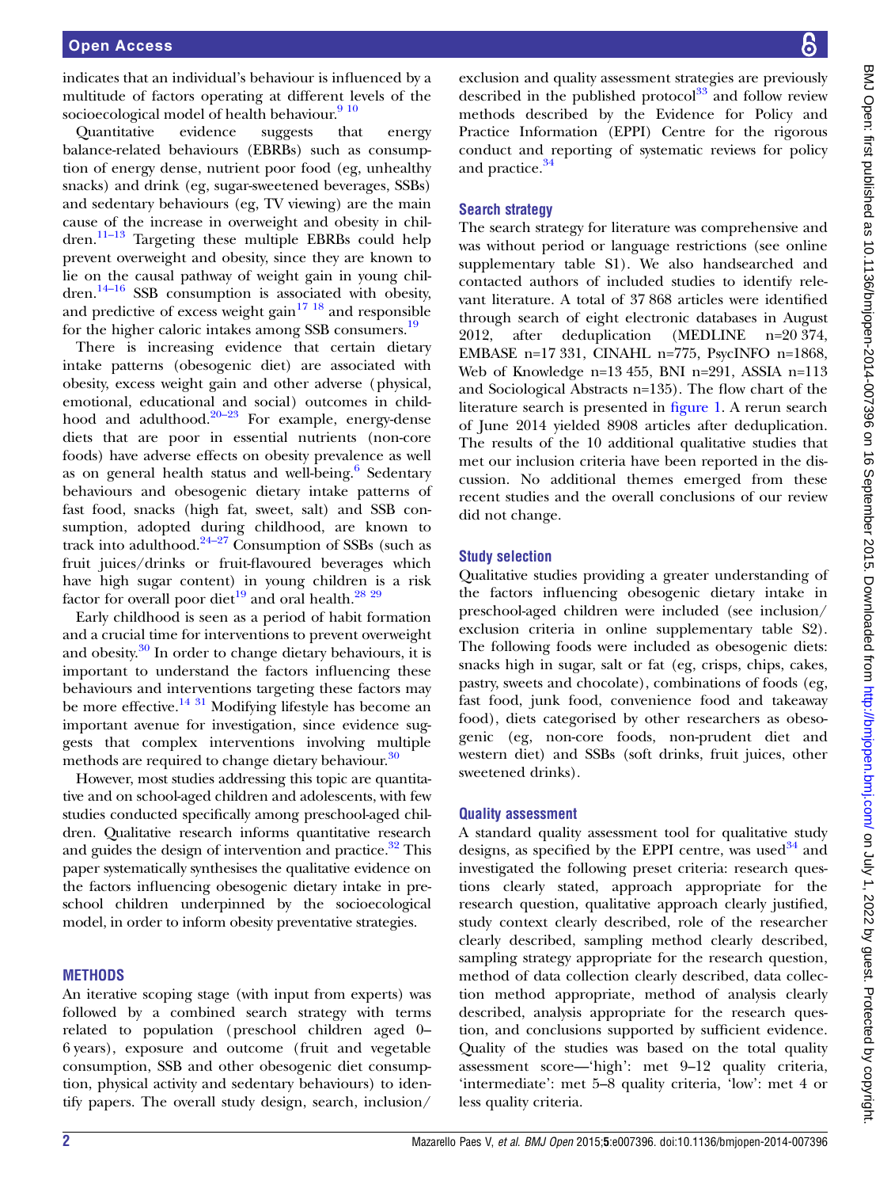indicates that an individual's behaviour is influenced by a multitude of factors operating at different levels of the socioecological model of health behaviour.[9,10]

Quantitative evidence suggests that energy balance-related behaviours (EBRBs) such as consumption of energy dense, nutrient poor food (eg, unhealthy snacks) and drink (eg, sugar-sweetened beverages, SSBs) and sedentary behaviours (eg, TV viewing) are the main cause of the increase in overweight and obesity in children.[11–13] Targeting these multiple EBRBs could help prevent overweight and obesity, since they are known to lie on the causal pathway of weight gain in young children.[14–16] SSB consumption is associated with obesity, and predictive of excess weight gain[17,18] and responsible for the higher caloric intakes among SSB consumers.[19]

There is increasing evidence that certain dietary intake patterns (obesogenic diet) are associated with obesity, excess weight gain and other adverse (physical, emotional, educational and social) outcomes in childhood and adulthood.[20–23] For example, energy-dense diets that are poor in essential nutrients (non-core foods) have adverse effects on obesity prevalence as well as on general health status and well-being.[6] Sedentary behaviours and obesogenic dietary intake patterns of fast food, snacks (high fat, sweet, salt) and SSB consumption, adopted during childhood, are known to track into adulthood.[24–27] Consumption of SSBs (such as fruit juices/drinks or fruit-flavoured beverages which have high sugar content) in young children is a risk factor for overall poor diet[19] and oral health.[28,29]

Early childhood is seen as a period of habit formation and a crucial time for interventions to prevent overweight and obesity.[30] In order to change dietary behaviours, it is important to understand the factors influencing these behaviours and interventions targeting these factors may be more effective.[14,31] Modifying lifestyle has become an important avenue for investigation, since evidence suggests that complex interventions involving multiple methods are required to change dietary behaviour.[30]

However, most studies addressing this topic are quantitative and on school-aged children and adolescents, with few studies conducted specifically among preschool-aged children. Qualitative research informs quantitative research and guides the design of intervention and practice.[32] This paper systematically synthesises the qualitative evidence on the factors influencing obesogenic dietary intake in preschool children underpinned by the socioecological model, in order to inform obesity preventative strategies.

## METHODS

An iterative scoping stage (with input from experts) was followed by a combined search strategy with terms related to population (preschool children aged 0–6 years), exposure and outcome (fruit and vegetable consumption, SSB and other obesogenic diet consumption, physical activity and sedentary behaviours) to identify papers. The overall study design, search, inclusion/exclusion and quality assessment strategies are previously described in the published protocol[33] and follow review methods described by the Evidence for Policy and Practice Information (EPPI) Centre for the rigorous conduct and reporting of systematic reviews for policy and practice.[34]

### Search strategy

The search strategy for literature was comprehensive and was without period or language restrictions (see online supplementary table S1). We also handsearched and contacted authors of included studies to identify relevant literature. A total of 37 868 articles were identified through search of eight electronic databases in August 2012, after deduplication (MEDLINE n=20 374, EMBASE n=17 331, CINAHL n=775, PsycINFO n=1868, Web of Knowledge n=13 455, BNI n=291, ASSIA n=113 and Sociological Abstracts n=135). The flow chart of the literature search is presented in figure 1. A rerun search of June 2014 yielded 8908 articles after deduplication. The results of the 10 additional qualitative studies that met our inclusion criteria have been reported in the discussion. No additional themes emerged from these recent studies and the overall conclusions of our review did not change.

### Study selection

Qualitative studies providing a greater understanding of the factors influencing obesogenic dietary intake in preschool-aged children were included (see inclusion/exclusion criteria in online supplementary table S2). The following foods were included as obesogenic diets: snacks high in sugar, salt or fat (eg, crisps, chips, cakes, pastry, sweets and chocolate), combinations of foods (eg, fast food, junk food, convenience food and takeaway food), diets categorised by other researchers as obesogenic (eg, non-core foods, non-prudent diet and western diet) and SSBs (soft drinks, fruit juices, other sweetened drinks).

### Quality assessment

A standard quality assessment tool for qualitative study designs, as specified by the EPPI centre, was used[34] and investigated the following preset criteria: research questions clearly stated, approach appropriate for the research question, qualitative approach clearly justified, study context clearly described, role of the researcher clearly described, sampling method clearly described, sampling strategy appropriate for the research question, method of data collection clearly described, data collection method appropriate, method of analysis clearly described, analysis appropriate for the research question, and conclusions supported by sufficient evidence. Quality of the studies was based on the total quality assessment score—'high': met 9–12 quality criteria, 'intermediate': met 5–8 quality criteria, 'low': met 4 or less quality criteria.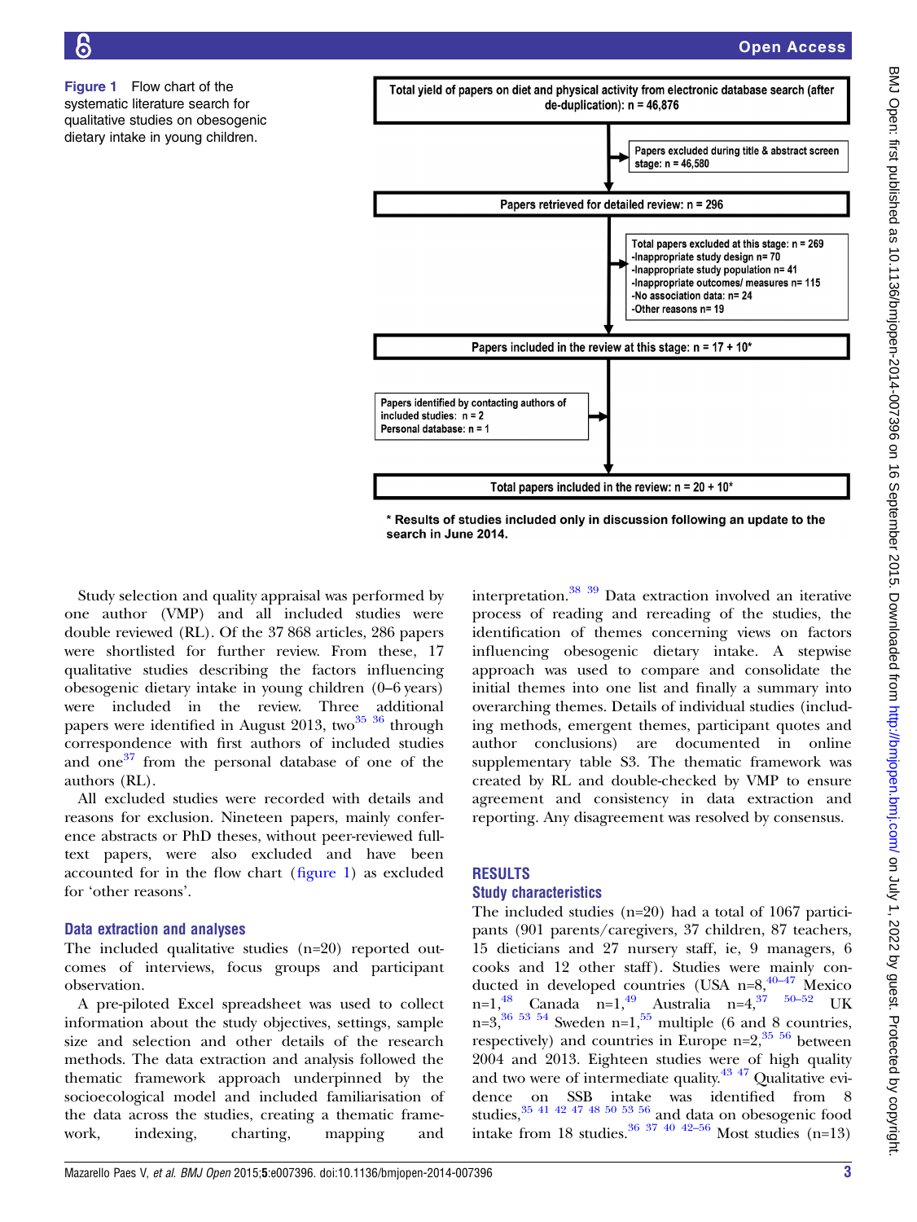Figure 1 Flow chart of the systematic literature search for qualitative studies on obesogenic dietary intake in young children.

Total yield of papers on diet and physical activity from electronic database search (after de-duplication): n = 46,876

Papers excluded during title & abstract screen stage: n = 46,580

Papers retrieved for detailed review: n = 296

Total papers excluded at this stage: n = 269
- Inappropriate study design n= 70
- Inappropriate study population n= 41
- Inappropriate outcomes/ measures n= 115
- No association data: n= 24
- Other reasons n= 19

Papers included in the review at this stage: n = 17 + 10*

Papers identified by contacting authors of included studies: n = 2
Personal database: n = 1

Total papers included in the review: n = 20 + 10*

\* Results of studies included only in discussion following an update to the search in June 2014.

Study selection and quality appraisal was performed by one author (VMP) and all included studies were double reviewed (RL). Of the 37 868 articles, 286 papers were shortlisted for further review. From these, 17 qualitative studies describing the factors influencing obesogenic dietary intake in young children (0–6 years) were included in the review. Three additional papers were identified in August 2013, two[35 36] through correspondence with first authors of included studies and one[37] from the personal database of one of the authors (RL).

All excluded studies were recorded with details and reasons for exclusion. Nineteen papers, mainly conference abstracts or PhD theses, without peer-reviewed full-text papers, were also excluded and have been accounted for in the flow chart (figure 1) as excluded for 'other reasons'.

## Data extraction and analyses

The included qualitative studies (n=20) reported outcomes of interviews, focus groups and participant observation.

A pre-piloted Excel spreadsheet was used to collect information about the study objectives, settings, sample size and selection and other details of the research methods. The data extraction and analysis followed the thematic framework approach underpinned by the socioecological model and included familiarisation of the data across the studies, creating a thematic framework, indexing, charting, mapping and interpretation.[38 39] Data extraction involved an iterative process of reading and rereading of the studies, the identification of themes concerning views on factors influencing obesogenic dietary intake. A stepwise approach was used to compare and consolidate the initial themes into one list and finally a summary into overarching themes. Details of individual studies (including methods, emergent themes, participant quotes and author conclusions) are documented in online supplementary table S3. The thematic framework was created by RL and double-checked by VMP to ensure agreement and consistency in data extraction and reporting. Any disagreement was resolved by consensus.

# RESULTS

## Study characteristics

The included studies (n=20) had a total of 1067 participants (901 parents/caregivers, 37 children, 87 teachers, 15 dieticians and 27 nursery staff, ie, 9 managers, 6 cooks and 12 other staff). Studies were mainly conducted in developed countries (USA n=8,[40–47] Mexico n=1,[48] Canada n=1,[49] Australia n=4,[37 50–52] UK n=3,[36 53 54] Sweden n=1,[55] multiple (6 and 8 countries, respectively) and countries in Europe n=2,[35 56] between 2004 and 2013. Eighteen studies were of high quality and two were of intermediate quality.[43 47] Qualitative evidence on SSB intake was identified from 8 studies,[35 41 42 47 48 50 53 56] and data on obesogenic food intake from 18 studies.[36 37 40 42–56] Most studies (n=13)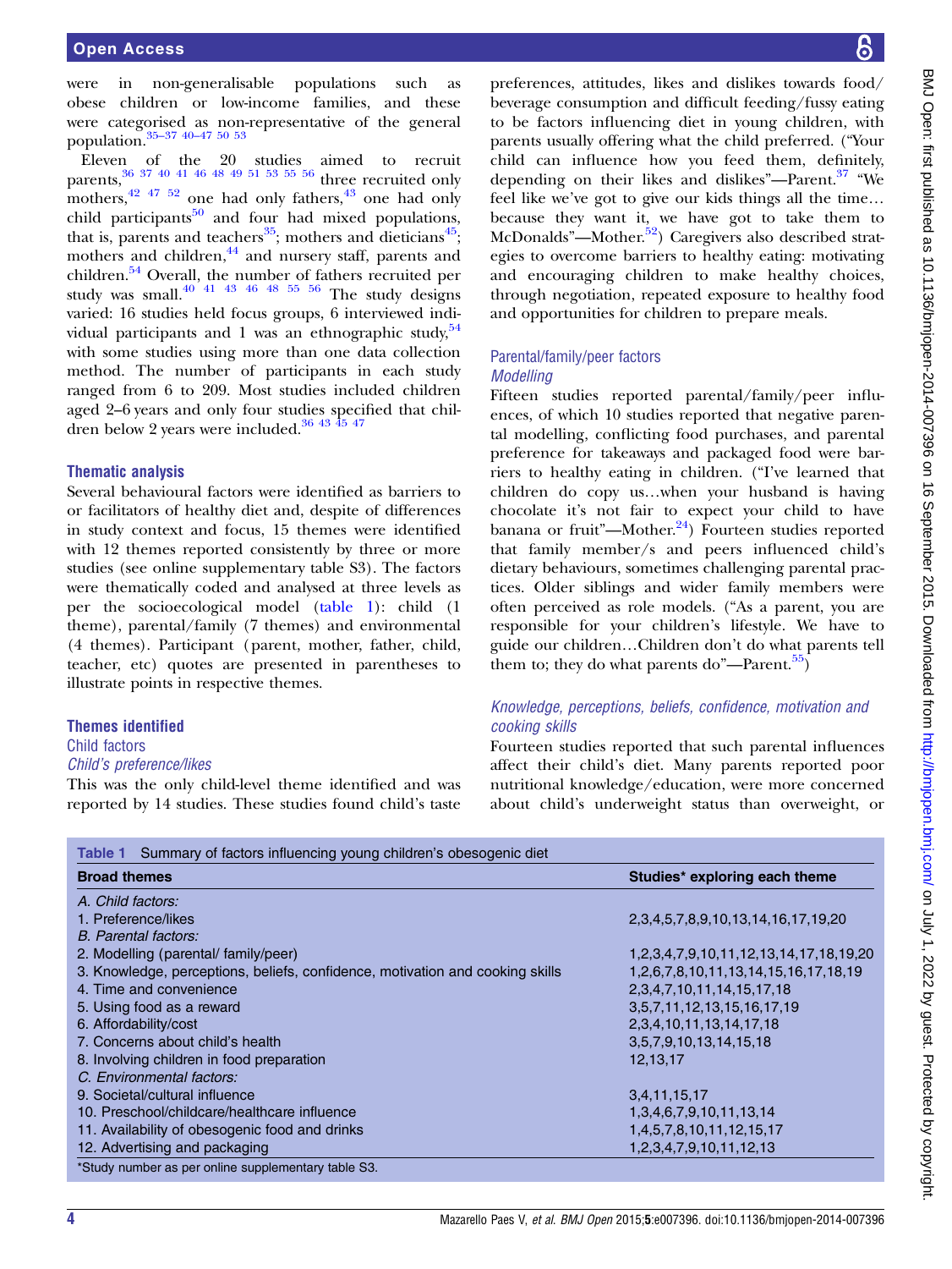were in non-generalisable populations such as obese children or low-income families, and these were categorised as non-representative of the general population.[35–37 40–47 50 53]

Eleven of the 20 studies aimed to recruit parents,[36 37 40 41 46 48 49 51 53 55 56] three recruited only mothers,[42 47 52] one had only fathers,[43] one had only child participants[50] and four had mixed populations, that is, parents and teachers[35]; mothers and dieticians[45]; mothers and children,[44] and nursery staff, parents and children.[54] Overall, the number of fathers recruited per study was small.[40 41 43 46 48 55 56] The study designs varied: 16 studies held focus groups, 6 interviewed individual participants and 1 was an ethnographic study,[54] with some studies using more than one data collection method. The number of participants in each study ranged from 6 to 209. Most studies included children aged 2–6 years and only four studies specified that children below 2 years were included.[36 43 45 47]

### Thematic analysis

Several behavioural factors were identified as barriers to or facilitators of healthy diet and, despite of differences in study context and focus, 15 themes were identified with 12 themes reported consistently by three or more studies (see online supplementary table S3). The factors were thematically coded and analysed at three levels as per the socioecological model (table 1): child (1 theme), parental/family (7 themes) and environmental (4 themes). Participant (parent, mother, father, child, teacher, etc) quotes are presented in parentheses to illustrate points in respective themes.

### Themes identified

#### Child factors

##### *Child's preference/likes*

This was the only child-level theme identified and was reported by 14 studies. These studies found child's taste preferences, attitudes, likes and dislikes towards food/beverage consumption and difficult feeding/fussy eating to be factors influencing diet in young children, with parents usually offering what the child preferred. ("Your child can influence how you feed them, definitely, depending on their likes and dislikes"—Parent.[37] "We feel like we've got to give our kids things all the time… because they want it, we have got to take them to McDonalds"—Mother.[52]) Caregivers also described strategies to overcome barriers to healthy eating: motivating and encouraging children to make healthy choices, through negotiation, repeated exposure to healthy food and opportunities for children to prepare meals.

#### Parental/family/peer factors

##### *Modelling*

Fifteen studies reported parental/family/peer influences, of which 10 studies reported that negative parental modelling, conflicting food purchases, and parental preference for takeaways and packaged food were barriers to healthy eating in children. ("I've learned that children do copy us…when your husband is having chocolate it's not fair to expect your child to have banana or fruit"—Mother.[24]) Fourteen studies reported that family member/s and peers influenced child's dietary behaviours, sometimes challenging parental practices. Older siblings and wider family members were often perceived as role models. ("As a parent, you are responsible for your children's lifestyle. We have to guide our children…Children don't do what parents tell them to; they do what parents do"—Parent.[55])

##### *Knowledge, perceptions, beliefs, confidence, motivation and cooking skills*

Fourteen studies reported that such parental influences affect their child's diet. Many parents reported poor nutritional knowledge/education, were more concerned about child's underweight status than overweight, or

**Table 1** Summary of factors influencing young children's obesogenic diet

| Broad themes | Studies* exploring each theme |
|---|---|
| *A. Child factors:* | |
| 1. Preference/likes | 2,3,4,5,7,8,9,10,13,14,16,17,19,20 |
| *B. Parental factors:* | |
| 2. Modelling (parental/ family/peer) | 1,2,3,4,7,9,10,11,12,13,14,17,18,19,20 |
| 3. Knowledge, perceptions, beliefs, confidence, motivation and cooking skills | 1,2,6,7,8,10,11,13,14,15,16,17,18,19 |
| 4. Time and convenience | 2,3,4,7,10,11,14,15,17,18 |
| 5. Using food as a reward | 3,5,7,11,12,13,15,16,17,19 |
| 6. Affordability/cost | 2,3,4,10,11,13,14,17,18 |
| 7. Concerns about child's health | 3,5,7,9,10,13,14,15,18 |
| 8. Involving children in food preparation | 12,13,17 |
| *C. Environmental factors:* | |
| 9. Societal/cultural influence | 3,4,11,15,17 |
| 10. Preschool/childcare/healthcare influence | 1,3,4,6,7,9,10,11,13,14 |
| 11. Availability of obesogenic food and drinks | 1,4,5,7,8,10,11,12,15,17 |
| 12. Advertising and packaging | 1,2,3,4,7,9,10,11,12,13 |

*Study number as per online supplementary table S3.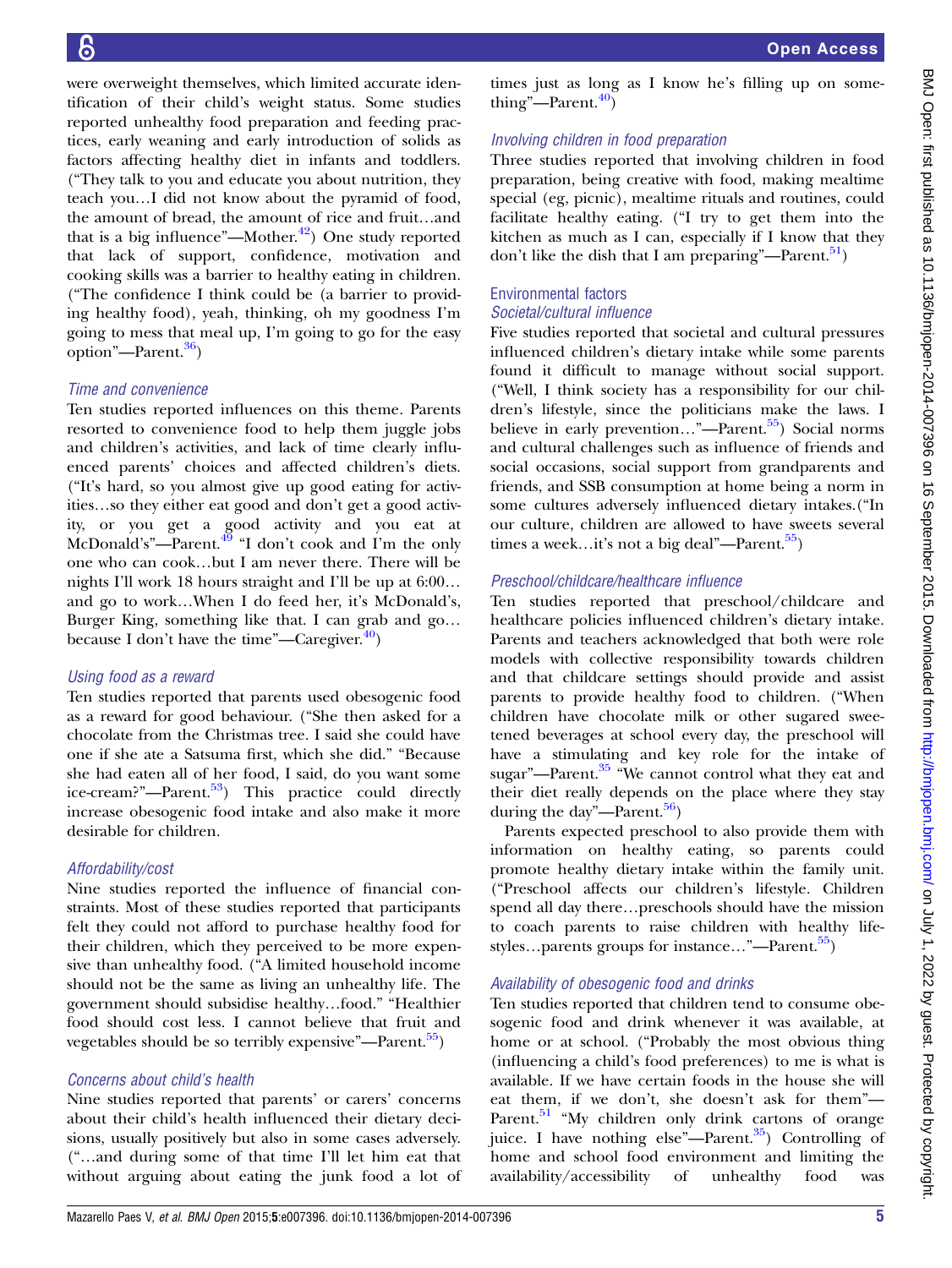were overweight themselves, which limited accurate identification of their child's weight status. Some studies reported unhealthy food preparation and feeding practices, early weaning and early introduction of solids as factors affecting healthy diet in infants and toddlers. ("They talk to you and educate you about nutrition, they teach you…I did not know about the pyramid of food, the amount of bread, the amount of rice and fruit…and that is a big influence"—Mother.[42]) One study reported that lack of support, confidence, motivation and cooking skills was a barrier to healthy eating in children. ("The confidence I think could be (a barrier to providing healthy food), yeah, thinking, oh my goodness I'm going to mess that meal up, I'm going to go for the easy option"—Parent.[36])

#### *Time and convenience*

Ten studies reported influences on this theme. Parents resorted to convenience food to help them juggle jobs and children's activities, and lack of time clearly influenced parents' choices and affected children's diets. ("It's hard, so you almost give up good eating for activities…so they either eat good and don't get a good activity, or you get a good activity and you eat at McDonald's"—Parent.[49] "I don't cook and I'm the only one who can cook…but I am never there. There will be nights I'll work 18 hours straight and I'll be up at 6:00… and go to work…When I do feed her, it's McDonald's, Burger King, something like that. I can grab and go… because I don't have the time"—Caregiver.[40])

#### *Using food as a reward*

Ten studies reported that parents used obesogenic food as a reward for good behaviour. ("She then asked for a chocolate from the Christmas tree. I said she could have one if she ate a Satsuma first, which she did." "Because she had eaten all of her food, I said, do you want some ice-cream?"—Parent.[53]) This practice could directly increase obesogenic food intake and also make it more desirable for children.

#### *Affordability/cost*

Nine studies reported the influence of financial constraints. Most of these studies reported that participants felt they could not afford to purchase healthy food for their children, which they perceived to be more expensive than unhealthy food. ("A limited household income should not be the same as living an unhealthy life. The government should subsidise healthy…food." "Healthier food should cost less. I cannot believe that fruit and vegetables should be so terribly expensive"—Parent.[55])

#### *Concerns about child's health*

Nine studies reported that parents' or carers' concerns about their child's health influenced their dietary decisions, usually positively but also in some cases adversely. ("…and during some of that time I'll let him eat that without arguing about eating the junk food a lot of times just as long as I know he's filling up on something"—Parent.[40])

#### *Involving children in food preparation*

Three studies reported that involving children in food preparation, being creative with food, making mealtime special (eg, picnic), mealtime rituals and routines, could facilitate healthy eating. ("I try to get them into the kitchen as much as I can, especially if I know that they don't like the dish that I am preparing"—Parent.[51])

### Environmental factors

#### *Societal/cultural influence*

Five studies reported that societal and cultural pressures influenced children's dietary intake while some parents found it difficult to manage without social support. ("Well, I think society has a responsibility for our children's lifestyle, since the politicians make the laws. I believe in early prevention…"—Parent.[55]) Social norms and cultural challenges such as influence of friends and social occasions, social support from grandparents and friends, and SSB consumption at home being a norm in some cultures adversely influenced dietary intakes.("In our culture, children are allowed to have sweets several times a week…it's not a big deal"—Parent.[55])

#### *Preschool/childcare/healthcare influence*

Ten studies reported that preschool/childcare and healthcare policies influenced children's dietary intake. Parents and teachers acknowledged that both were role models with collective responsibility towards children and that childcare settings should provide and assist parents to provide healthy food to children. ("When children have chocolate milk or other sugared sweetened beverages at school every day, the preschool will have a stimulating and key role for the intake of sugar"—Parent.[35] "We cannot control what they eat and their diet really depends on the place where they stay during the day"—Parent.[56])

Parents expected preschool to also provide them with information on healthy eating, so parents could promote healthy dietary intake within the family unit. ("Preschool affects our children's lifestyle. Children spend all day there…preschools should have the mission to coach parents to raise children with healthy lifestyles…parents groups for instance…"—Parent.[55])

#### *Availability of obesogenic food and drinks*

Ten studies reported that children tend to consume obesogenic food and drink whenever it was available, at home or at school. ("Probably the most obvious thing (influencing a child's food preferences) to me is what is available. If we have certain foods in the house she will eat them, if we don't, she doesn't ask for them"—Parent.[51] "My children only drink cartons of orange juice. I have nothing else"—Parent.[35]) Controlling of home and school food environment and limiting the availability/accessibility of unhealthy food was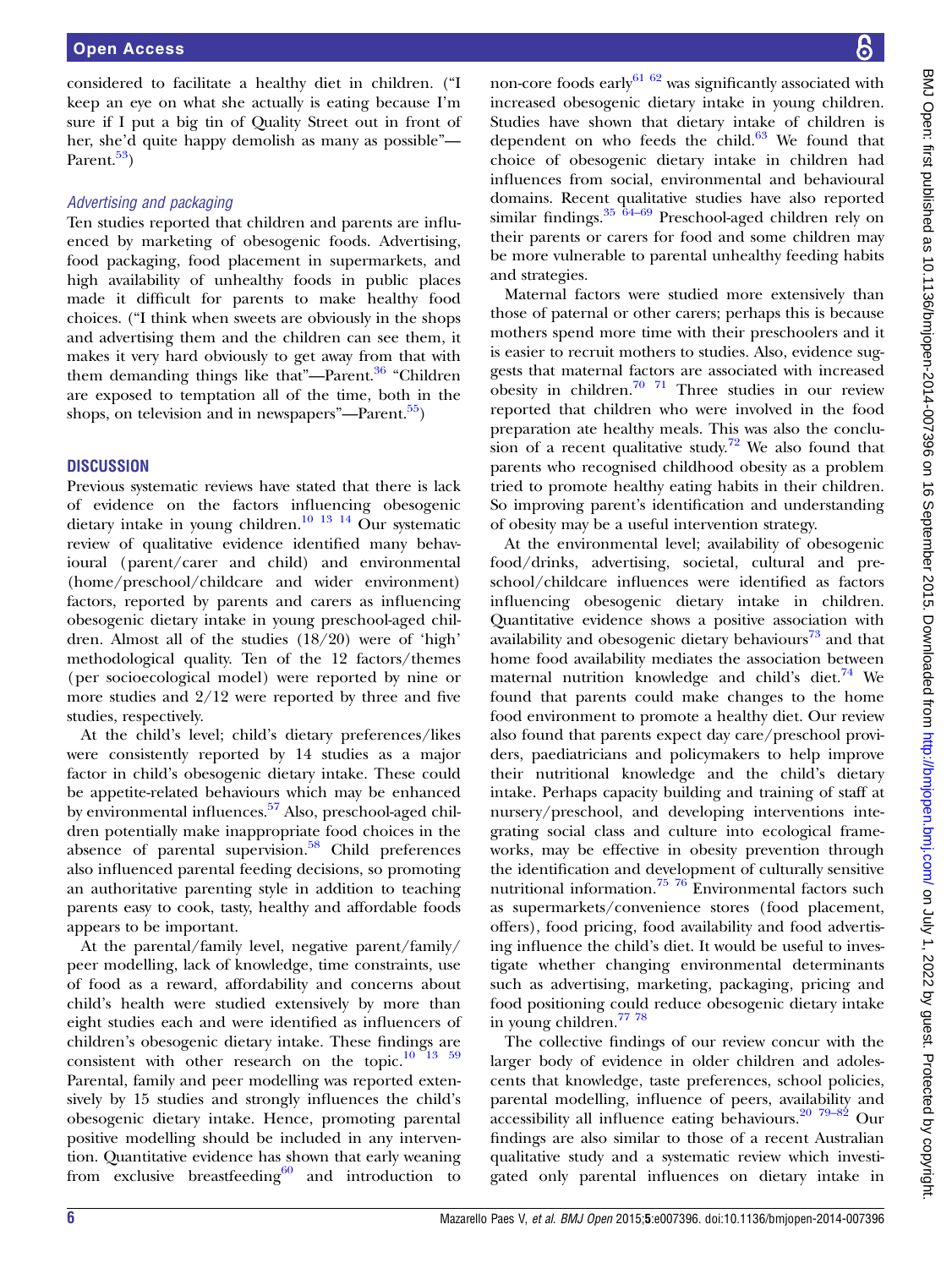considered to facilitate a healthy diet in children. ("I keep an eye on what she actually is eating because I'm sure if I put a big tin of Quality Street out in front of her, she'd quite happy demolish as many as possible"—Parent.[53])

### *Advertising and packaging*

Ten studies reported that children and parents are influenced by marketing of obesogenic foods. Advertising, food packaging, food placement in supermarkets, and high availability of unhealthy foods in public places made it difficult for parents to make healthy food choices. ("I think when sweets are obviously in the shops and advertising them and the children can see them, it makes it very hard obviously to get away from that with them demanding things like that"—Parent.[36] "Children are exposed to temptation all of the time, both in the shops, on television and in newspapers"—Parent.[55])

## DISCUSSION

Previous systematic reviews have stated that there is lack of evidence on the factors influencing obesogenic dietary intake in young children.[10 13 14] Our systematic review of qualitative evidence identified many behavioural (parent/carer and child) and environmental (home/preschool/childcare and wider environment) factors, reported by parents and carers as influencing obesogenic dietary intake in young preschool-aged children. Almost all of the studies (18/20) were of 'high' methodological quality. Ten of the 12 factors/themes (per socioecological model) were reported by nine or more studies and 2/12 were reported by three and five studies, respectively.

At the child's level; child's dietary preferences/likes were consistently reported by 14 studies as a major factor in child's obesogenic dietary intake. These could be appetite-related behaviours which may be enhanced by environmental influences.[57] Also, preschool-aged children potentially make inappropriate food choices in the absence of parental supervision.[58] Child preferences also influenced parental feeding decisions, so promoting an authoritative parenting style in addition to teaching parents easy to cook, tasty, healthy and affordable foods appears to be important.

At the parental/family level, negative parent/family/peer modelling, lack of knowledge, time constraints, use of food as a reward, affordability and concerns about child's health were studied extensively by more than eight studies each and were identified as influencers of children's obesogenic dietary intake. These findings are consistent with other research on the topic.[10 13 59] Parental, family and peer modelling was reported extensively by 15 studies and strongly influences the child's obesogenic dietary intake. Hence, promoting parental positive modelling should be included in any intervention. Quantitative evidence has shown that early weaning from exclusive breastfeeding[60] and introduction to non-core foods early[61 62] was significantly associated with increased obesogenic dietary intake in young children. Studies have shown that dietary intake of children is dependent on who feeds the child.[63] We found that choice of obesogenic dietary intake in children had influences from social, environmental and behavioural domains. Recent qualitative studies have also reported similar findings.[35 64–69] Preschool-aged children rely on their parents or carers for food and some children may be more vulnerable to parental unhealthy feeding habits and strategies.

Maternal factors were studied more extensively than those of paternal or other carers; perhaps this is because mothers spend more time with their preschoolers and it is easier to recruit mothers to studies. Also, evidence suggests that maternal factors are associated with increased obesity in children.[70 71] Three studies in our review reported that children who were involved in the food preparation ate healthy meals. This was also the conclusion of a recent qualitative study.[72] We also found that parents who recognised childhood obesity as a problem tried to promote healthy eating habits in their children. So improving parent's identification and understanding of obesity may be a useful intervention strategy.

At the environmental level; availability of obesogenic food/drinks, advertising, societal, cultural and preschool/childcare influences were identified as factors influencing obesogenic dietary intake in children. Quantitative evidence shows a positive association with availability and obesogenic dietary behaviours[73] and that home food availability mediates the association between maternal nutrition knowledge and child's diet.[74] We found that parents could make changes to the home food environment to promote a healthy diet. Our review also found that parents expect day care/preschool providers, paediatricians and policymakers to help improve their nutritional knowledge and the child's dietary intake. Perhaps capacity building and training of staff at nursery/preschool, and developing interventions integrating social class and culture into ecological frameworks, may be effective in obesity prevention through the identification and development of culturally sensitive nutritional information.[75 76] Environmental factors such as supermarkets/convenience stores (food placement, offers), food pricing, food availability and food advertising influence the child's diet. It would be useful to investigate whether changing environmental determinants such as advertising, marketing, packaging, pricing and food positioning could reduce obesogenic dietary intake in young children.[77 78]

The collective findings of our review concur with the larger body of evidence in older children and adolescents that knowledge, taste preferences, school policies, parental modelling, influence of peers, availability and accessibility all influence eating behaviours.[20 79–82] Our findings are also similar to those of a recent Australian qualitative study and a systematic review which investigated only parental influences on dietary intake in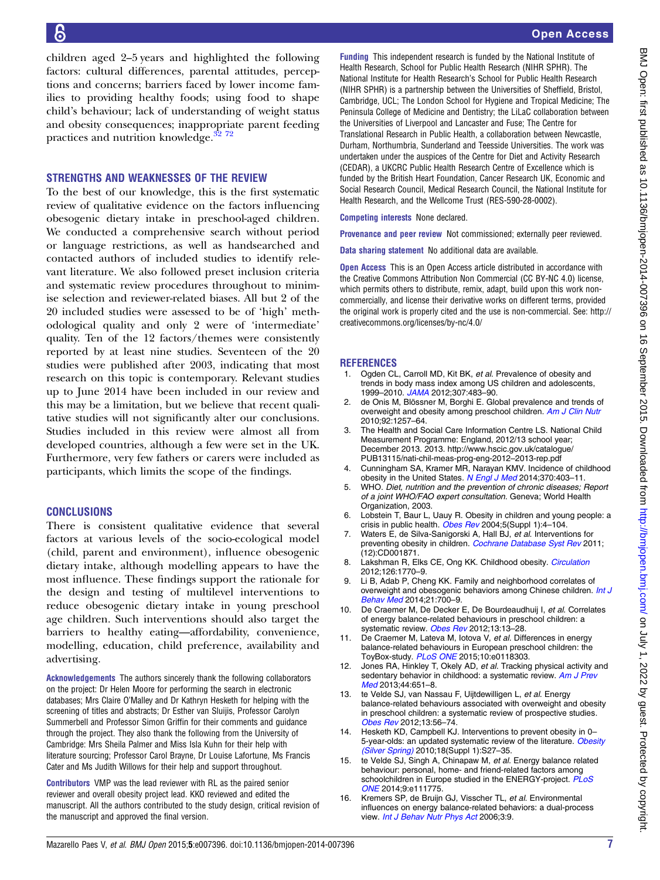children aged 2–5 years and highlighted the following factors: cultural differences, parental attitudes, perceptions and concerns; barriers faced by lower income families to providing healthy foods; using food to shape child's behaviour; lack of understanding of weight status and obesity consequences; inappropriate parent feeding practices and nutrition knowledge.[32 72]

## STRENGTHS AND WEAKNESSES OF THE REVIEW

To the best of our knowledge, this is the first systematic review of qualitative evidence on the factors influencing obesogenic dietary intake in preschool-aged children. We conducted a comprehensive search without period or language restrictions, as well as handsearched and contacted authors of included studies to identify relevant literature. We also followed preset inclusion criteria and systematic review procedures throughout to minimise selection and reviewer-related biases. All but 2 of the 20 included studies were assessed to be of 'high' methodological quality and only 2 were of 'intermediate' quality. Ten of the 12 factors/themes were consistently reported by at least nine studies. Seventeen of the 20 studies were published after 2003, indicating that most research on this topic is contemporary. Relevant studies up to June 2014 have been included in our review and this may be a limitation, but we believe that recent qualitative studies will not significantly alter our conclusions. Studies included in this review were almost all from developed countries, although a few were set in the UK. Furthermore, very few fathers or carers were included as participants, which limits the scope of the findings.

## CONCLUSIONS

There is consistent qualitative evidence that several factors at various levels of the socio-ecological model (child, parent and environment), influence obesogenic dietary intake, although modelling appears to have the most influence. These findings support the rationale for the design and testing of multilevel interventions to reduce obesogenic dietary intake in young preschool age children. Such interventions should also target the barriers to healthy eating—affordability, convenience, modelling, education, child preference, availability and advertising.

**Acknowledgements** The authors sincerely thank the following collaborators on the project: Dr Helen Moore for performing the search in electronic databases; Mrs Claire O'Malley and Dr Kathryn Hesketh for helping with the screening of titles and abstracts; Dr Esther van Sluijis, Professor Carolyn Summerbell and Professor Simon Griffin for their comments and guidance through the project. They also thank the following from the University of Cambridge: Mrs Sheila Palmer and Miss Isla Kuhn for their help with literature sourcing; Professor Carol Brayne, Dr Louise Lafortune, Ms Francis Cater and Ms Judith Willows for their help and support throughout.

**Contributors** VMP was the lead reviewer with RL as the paired senior reviewer and overall obesity project lead. KKO reviewed and edited the manuscript. All the authors contributed to the study design, critical revision of the manuscript and approved the final version.

**Funding** This independent research is funded by the National Institute of Health Research, School for Public Health Research (NIHR SPHR). The National Institute for Health Research's School for Public Health Research (NIHR SPHR) is a partnership between the Universities of Sheffield, Bristol, Cambridge, UCL; The London School for Hygiene and Tropical Medicine; The Peninsula College of Medicine and Dentistry; the LiLaC collaboration between the Universities of Liverpool and Lancaster and Fuse; The Centre for Translational Research in Public Health, a collaboration between Newcastle, Durham, Northumbria, Sunderland and Teesside Universities. The work was undertaken under the auspices of the Centre for Diet and Activity Research (CEDAR), a UKCRC Public Health Research Centre of Excellence which is funded by the British Heart Foundation, Cancer Research UK, Economic and Social Research Council, Medical Research Council, the National Institute for Health Research, and the Wellcome Trust (RES-590-28-0002).

**Competing interests** None declared.

**Provenance and peer review** Not commissioned; externally peer reviewed.

**Data sharing statement** No additional data are available.

**Open Access** This is an Open Access article distributed in accordance with the Creative Commons Attribution Non Commercial (CC BY-NC 4.0) license, which permits others to distribute, remix, adapt, build upon this work non-commercially, and license their derivative works on different terms, provided the original work is properly cited and the use is non-commercial. See: http://creativecommons.org/licenses/by-nc/4.0/

## REFERENCES

1. Ogden CL, Carroll MD, Kit BK, *et al*. Prevalence of obesity and trends in body mass index among US children and adolescents, 1999–2010. *JAMA* 2012;307:483–90.
2. de Onis M, Blössner M, Borghi E. Global prevalence and trends of overweight and obesity among preschool children. *Am J Clin Nutr* 2010;92:1257–64.
3. The Health and Social Care Information Centre LS. National Child Measurement Programme: England, 2012/13 school year; December 2013. 2013. http://www.hscic.gov.uk/catalogue/PUB13115/nati-chil-meas-prog-eng-2012–2013-rep.pdf
4. Cunningham SA, Kramer MR, Narayan KMV. Incidence of childhood obesity in the United States. *N Engl J Med* 2014;370:403–11.
5. WHO. *Diet, nutrition and the prevention of chronic diseases; Report of a joint WHO/FAO expert consultation*. Geneva; World Health Organization, 2003.
6. Lobstein T, Baur L, Uauy R. Obesity in children and young people: a crisis in public health. *Obes Rev* 2004;5(Suppl 1):4–104.
7. Waters E, de Silva-Sanigorski A, Hall BJ, *et al*. Interventions for preventing obesity in children. *Cochrane Database Syst Rev* 2011;(12):CD001871.
8. Lakshman R, Elks CE, Ong KK. Childhood obesity. *Circulation* 2012;126:1770–9.
9. Li B, Adab P, Cheng KK. Family and neighborhood correlates of overweight and obesogenic behaviors among Chinese children. *Int J Behav Med* 2014;21:700–9.
10. De Craemer M, De Decker E, De Bourdeaudhuij I, *et al*. Correlates of energy balance-related behaviours in preschool children: a systematic review. *Obes Rev* 2012;13:13–28.
11. De Craemer M, Lateva M, Iotova V, *et al*. Differences in energy balance-related behaviours in European preschool children: the ToyBox-study. *PLoS ONE* 2015;10:e0118303.
12. Jones RA, Hinkley T, Okely AD, *et al*. Tracking physical activity and sedentary behavior in childhood: a systematic review. *Am J Prev Med* 2013;44:651–8.
13. te Velde SJ, van Nassau F, Uijtdewilligen L, *et al*. Energy balance-related behaviours associated with overweight and obesity in preschool children: a systematic review of prospective studies. *Obes Rev* 2012;13:56–74.
14. Hesketh KD, Campbell KJ. Interventions to prevent obesity in 0–5-year-olds: an updated systematic review of the literature. *Obesity (Silver Spring)* 2010;18(Suppl 1):S27–35.
15. te Velde SJ, Singh A, Chinapaw M, *et al*. Energy balance related behaviour: personal, home- and friend-related factors among schoolchildren in Europe studied in the ENERGY-project. *PLoS ONE* 2014;9:e111775.
16. Kremers SP, de Bruijn GJ, Visscher TL, *et al*. Environmental influences on energy balance-related behaviors: a dual-process view. *Int J Behav Nutr Phys Act* 2006;3:9.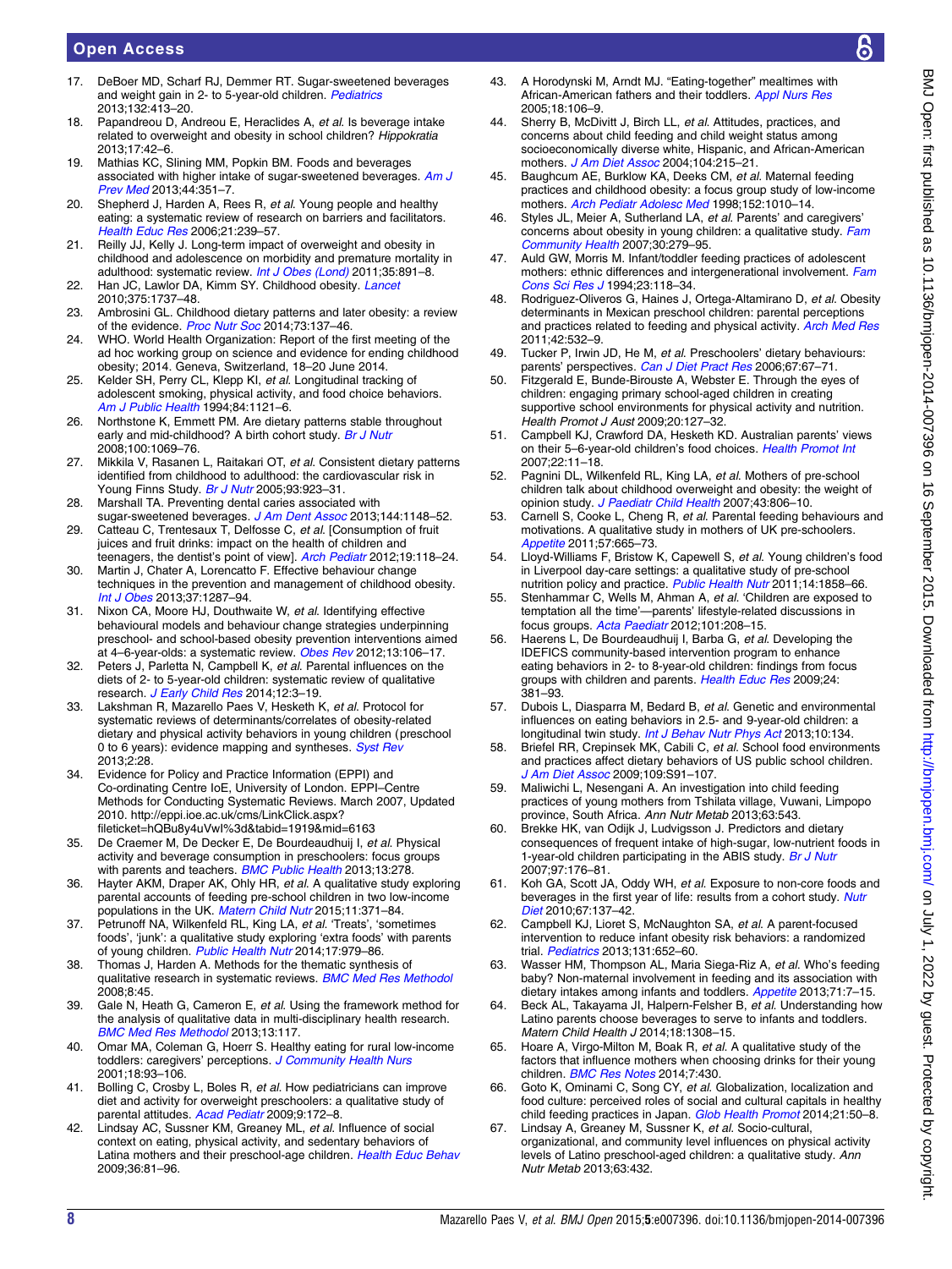17. DeBoer MD, Scharf RJ, Demmer RT. Sugar-sweetened beverages and weight gain in 2- to 5-year-old children. *Pediatrics* 2013;132:413–20.
18. Papandreou D, Andreou E, Heraclides A, *et al.* Is beverage intake related to overweight and obesity in school children? *Hippokratia* 2013;17:42–6.
19. Mathias KC, Slining MM, Popkin BM. Foods and beverages associated with higher intake of sugar-sweetened beverages. *Am J Prev Med* 2013;44:351–7.
20. Shepherd J, Harden A, Rees R, *et al.* Young people and healthy eating: a systematic review of research on barriers and facilitators. *Health Educ Res* 2006;21:239–57.
21. Reilly JJ, Kelly J. Long-term impact of overweight and obesity in childhood and adolescence on morbidity and premature mortality in adulthood: systematic review. *Int J Obes (Lond)* 2011;35:891–8.
22. Han JC, Lawlor DA, Kimm SY. Childhood obesity. *Lancet* 2010;375:1737–48.
23. Ambrosini GL. Childhood dietary patterns and later obesity: a review of the evidence. *Proc Nutr Soc* 2014;73:137–46.
24. WHO. World Health Organization: Report of the first meeting of the ad hoc working group on science and evidence for ending childhood obesity; 2014. Geneva, Switzerland, 18–20 June 2014.
25. Kelder SH, Perry CL, Klepp KI, *et al.* Longitudinal tracking of adolescent smoking, physical activity, and food choice behaviors. *Am J Public Health* 1994;84:1121–6.
26. Northstone K, Emmett PM. Are dietary patterns stable throughout early and mid-childhood? A birth cohort study. *Br J Nutr* 2008;100:1069–76.
27. Mikkila V, Rasanen L, Raitakari OT, *et al.* Consistent dietary patterns identified from childhood to adulthood: the cardiovascular risk in Young Finns Study. *Br J Nutr* 2005;93:923–31.
28. Marshall TA. Preventing dental caries associated with sugar-sweetened beverages. *J Am Dent Assoc* 2013;144:1148–52.
29. Catteau C, Trentesaux T, Delfosse C, *et al.* [Consumption of fruit juices and fruit drinks: impact on the health of children and teenagers, the dentist's point of view]. *Arch Pediatr* 2012;19:118–24.
30. Martin J, Chater A, Lorencatto F. Effective behaviour change techniques in the prevention and management of childhood obesity. *Int J Obes* 2013;37:1287–94.
31. Nixon CA, Moore HJ, Douthwaite W, *et al.* Identifying effective behavioural models and behaviour change strategies underpinning preschool- and school-based obesity prevention interventions aimed at 4–6-year-olds: a systematic review. *Obes Rev* 2012;13:106–17.
32. Peters J, Parletta N, Campbell K, *et al.* Parental influences on the diets of 2- to 5-year-old children: systematic review of qualitative research. *J Early Child Res* 2014;12:3–19.
33. Lakshman R, Mazarello Paes V, Hesketh K, *et al.* Protocol for systematic reviews of determinants/correlates of obesity-related dietary and physical activity behaviors in young children (preschool 0 to 6 years): evidence mapping and syntheses. *Syst Rev* 2013;2:28.
34. Evidence for Policy and Practice Information (EPPI) and Co-ordinating Centre IoE, University of London. EPPI–Centre Methods for Conducting Systematic Reviews. March 2007, Updated 2010. http://eppi.ioe.ac.uk/cms/LinkClick.aspx?fileticket=hQBu8y4uVwI%3d&tabid=1919&mid=6163
35. De Craemer M, De Decker E, De Bourdeaudhuij I, *et al.* Physical activity and beverage consumption in preschoolers: focus groups with parents and teachers. *BMC Public Health* 2013;13:278.
36. Hayter AKM, Draper AK, Ohly HR, *et al.* A qualitative study exploring parental accounts of feeding pre-school children in two low-income populations in the UK. *Matern Child Nutr* 2015;11:371–84.
37. Petrunoff NA, Wilkenfeld RL, King LA, *et al.* 'Treats', 'sometimes foods', 'junk': a qualitative study exploring 'extra foods' with parents of young children. *Public Health Nutr* 2014;17:979–86.
38. Thomas J, Harden A. Methods for the thematic synthesis of qualitative research in systematic reviews. *BMC Med Res Methodol* 2008;8:45.
39. Gale N, Heath G, Cameron E, *et al.* Using the framework method for the analysis of qualitative data in multi-disciplinary health research. *BMC Med Res Methodol* 2013;13:117.
40. Omar MA, Coleman G, Hoerr S. Healthy eating for rural low-income toddlers: caregivers' perceptions. *J Community Health Nurs* 2001;18:93–106.
41. Bolling C, Crosby L, Boles R, *et al.* How pediatricians can improve diet and activity for overweight preschoolers: a qualitative study of parental attitudes. *Acad Pediatr* 2009;9:172–8.
42. Lindsay AC, Sussner KM, Greaney ML, *et al.* Influence of social context on eating, physical activity, and sedentary behaviors of Latina mothers and their preschool-age children. *Health Educ Behav* 2009;36:81–96.
43. A Horodynski M, Arndt MJ. "Eating-together" mealtimes with African-American fathers and their toddlers. *Appl Nurs Res* 2005;18:106–9.
44. Sherry B, McDivitt J, Birch LL, *et al.* Attitudes, practices, and concerns about child feeding and child weight status among socioeconomically diverse white, Hispanic, and African-American mothers. *J Am Diet Assoc* 2004;104:215–21.
45. Baughcum AE, Burklow KA, Deeks CM, *et al.* Maternal feeding practices and childhood obesity: a focus group study of low-income mothers. *Arch Pediatr Adolesc Med* 1998;152:1010–14.
46. Styles JL, Meier A, Sutherland LA, *et al.* Parents' and caregivers' concerns about obesity in young children: a qualitative study. *Fam Community Health* 2007;30:279–95.
47. Auld GW, Morris M. Infant/toddler feeding practices of adolescent mothers: ethnic differences and intergenerational involvement. *Fam Cons Sci Res J* 1994;23:118–34.
48. Rodriguez-Oliveros G, Haines J, Ortega-Altamirano D, *et al.* Obesity determinants in Mexican preschool children: parental perceptions and practices related to feeding and physical activity. *Arch Med Res* 2011;42:532–9.
49. Tucker P, Irwin JD, He M, *et al.* Preschoolers' dietary behaviours: parents' perspectives. *Can J Diet Pract Res* 2006;67:67–71.
50. Fitzgerald E, Bunde-Birouste A, Webster E. Through the eyes of children: engaging primary school-aged children in creating supportive school environments for physical activity and nutrition. *Health Promot J Aust* 2009;20:127–32.
51. Campbell KJ, Crawford DA, Hesketh KD. Australian parents' views on their 5–6-year-old children's food choices. *Health Promot Int* 2007;22:11–18.
52. Pagnini DL, Wilkenfeld RL, King LA, *et al.* Mothers of pre-school children talk about childhood overweight and obesity: the weight of opinion study. *J Paediatr Child Health* 2007;43:806–10.
53. Carnell S, Cooke L, Cheng R, *et al.* Parental feeding behaviours and motivations. A qualitative study in mothers of UK pre-schoolers. *Appetite* 2011;57:665–73.
54. Lloyd-Williams F, Bristow K, Capewell S, *et al.* Young children's food in Liverpool day-care settings: a qualitative study of pre-school nutrition policy and practice. *Public Health Nutr* 2011;14:1858–66.
55. Stenhammar C, Wells M, Ahman A, *et al.* 'Children are exposed to temptation all the time'—parents' lifestyle-related discussions in focus groups. *Acta Paediatr* 2012;101:208–15.
56. Haerens L, De Bourdeaudhuij I, Barba G, *et al.* Developing the IDEFICS community-based intervention program to enhance eating behaviors in 2- to 8-year-old children: findings from focus groups with children and parents. *Health Educ Res* 2009;24:381–93.
57. Dubois L, Diasparra M, Bedard B, *et al.* Genetic and environmental influences on eating behaviors in 2.5- and 9-year-old children: a longitudinal twin study. *Int J Behav Nutr Phys Act* 2013;10:134.
58. Briefel RR, Crepinsek MK, Cabili C, *et al.* School food environments and practices affect dietary behaviors of US public school children. *J Am Diet Assoc* 2009;109:S91–107.
59. Maliwichi L, Nesengani A. An investigation into child feeding practices of young mothers from Tshilata village, Vuwani, Limpopo province, South Africa. *Ann Nutr Metab* 2013;63:543.
60. Brekke HK, van Odijk J, Ludvigsson J. Predictors and dietary consequences of frequent intake of high-sugar, low-nutrient foods in 1-year-old children participating in the ABIS study. *Br J Nutr* 2007;97:176–81.
61. Koh GA, Scott JA, Oddy WH, *et al.* Exposure to non-core foods and beverages in the first year of life: results from a cohort study. *Nutr Diet* 2010;67:137–42.
62. Campbell KJ, Lioret S, McNaughton SA, *et al.* A parent-focused intervention to reduce infant obesity risk behaviors: a randomized trial. *Pediatrics* 2013;131:652–60.
63. Wasser HM, Thompson AL, Maria Siega-Riz A, *et al.* Who's feeding baby? Non-maternal involvement in feeding and its association with dietary intakes among infants and toddlers. *Appetite* 2013;71:7–15.
64. Beck AL, Takayama JI, Halpern-Felsher B, *et al.* Understanding how Latino parents choose beverages to serve to infants and toddlers. *Matern Child Health J* 2014;18:1308–15.
65. Hoare A, Virgo-Milton M, Boak R, *et al.* A qualitative study of the factors that influence mothers when choosing drinks for their young children. *BMC Res Notes* 2014;7:430.
66. Goto K, Ominami C, Song CY, *et al.* Globalization, localization and food culture: perceived roles of social and cultural capitals in healthy child feeding practices in Japan. *Glob Health Promot* 2014;21:50–8.
67. Lindsay A, Greaney M, Sussner K, *et al.* Socio-cultural, organizational, and community level influences on physical activity levels of Latino preschool-aged children: a qualitative study. *Ann Nutr Metab* 2013;63:432.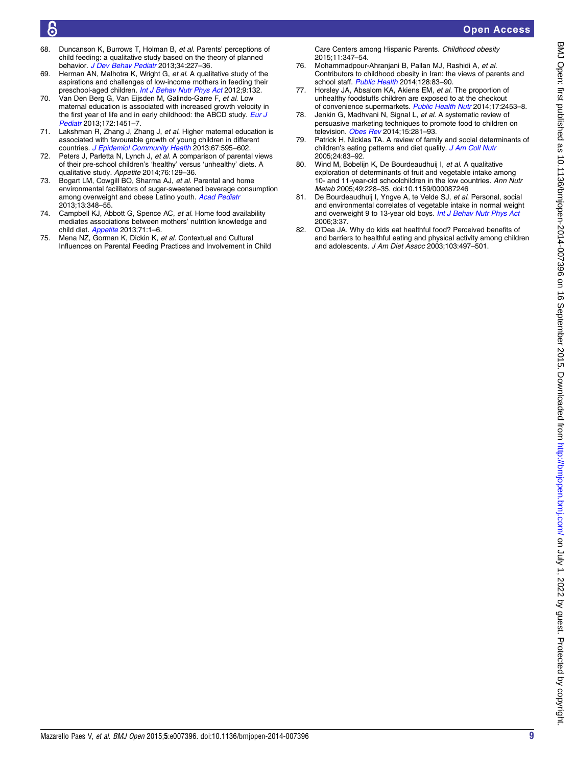68. Duncanson K, Burrows T, Holman B, *et al.* Parents' perceptions of child feeding: a qualitative study based on the theory of planned behavior. *J Dev Behav Pediatr* 2013;34:227–36.
69. Herman AN, Malhotra K, Wright G, *et al.* A qualitative study of the aspirations and challenges of low-income mothers in feeding their preschool-aged children. *Int J Behav Nutr Phys Act* 2012;9:132.
70. Van Den Berg G, Van Eijsden M, Galindo-Garre F, *et al.* Low maternal education is associated with increased growth velocity in the first year of life and in early childhood: the ABCD study. *Eur J Pediatr* 2013;172:1451–7.
71. Lakshman R, Zhang J, Zhang J, *et al.* Higher maternal education is associated with favourable growth of young children in different countries. *J Epidemiol Community Health* 2013;67:595–602.
72. Peters J, Parletta N, Lynch J, *et al.* A comparison of parental views of their pre-school children's 'healthy' versus 'unhealthy' diets. A qualitative study. *Appetite* 2014;76:129–36.
73. Bogart LM, Cowgill BO, Sharma AJ, *et al.* Parental and home environmental facilitators of sugar-sweetened beverage consumption among overweight and obese Latino youth. *Acad Pediatr* 2013;13:348–55.
74. Campbell KJ, Abbott G, Spence AC, *et al.* Home food availability mediates associations between mothers' nutrition knowledge and child diet. *Appetite* 2013;71:1–6.
75. Mena NZ, Gorman K, Dickin K, *et al.* Contextual and Cultural Influences on Parental Feeding Practices and Involvement in Child Care Centers among Hispanic Parents. *Childhood obesity* 2015;11:347–54.
76. Mohammadpour-Ahranjani B, Pallan MJ, Rashidi A, *et al.* Contributors to childhood obesity in Iran: the views of parents and school staff. *Public Health* 2014;128:83–90.
77. Horsley JA, Absalom KA, Akiens EM, *et al.* The proportion of unhealthy foodstuffs children are exposed to at the checkout of convenience supermarkets. *Public Health Nutr* 2014;17:2453–8.
78. Jenkin G, Madhvani N, Signal L, *et al.* A systematic review of persuasive marketing techniques to promote food to children on television. *Obes Rev* 2014;15:281–93.
79. Patrick H, Nicklas TA. A review of family and social determinants of children's eating patterns and diet quality. *J Am Coll Nutr* 2005;24:83–92.
80. Wind M, Bobelijn K, De Bourdeaudhuij I, *et al.* A qualitative exploration of determinants of fruit and vegetable intake among 10- and 11-year-old schoolchildren in the low countries. *Ann Nutr Metab* 2005;49:228–35. doi:10.1159/000087246
81. De Bourdeaudhuij I, Yngve A, te Velde SJ, *et al.* Personal, social and environmental correlates of vegetable intake in normal weight and overweight 9 to 13-year old boys. *Int J Behav Nutr Phys Act* 2006;3:37.
82. O'Dea JA. Why do kids eat healthful food? Perceived benefits of and barriers to healthful eating and physical activity among children and adolescents. *J Am Diet Assoc* 2003;103:497–501.